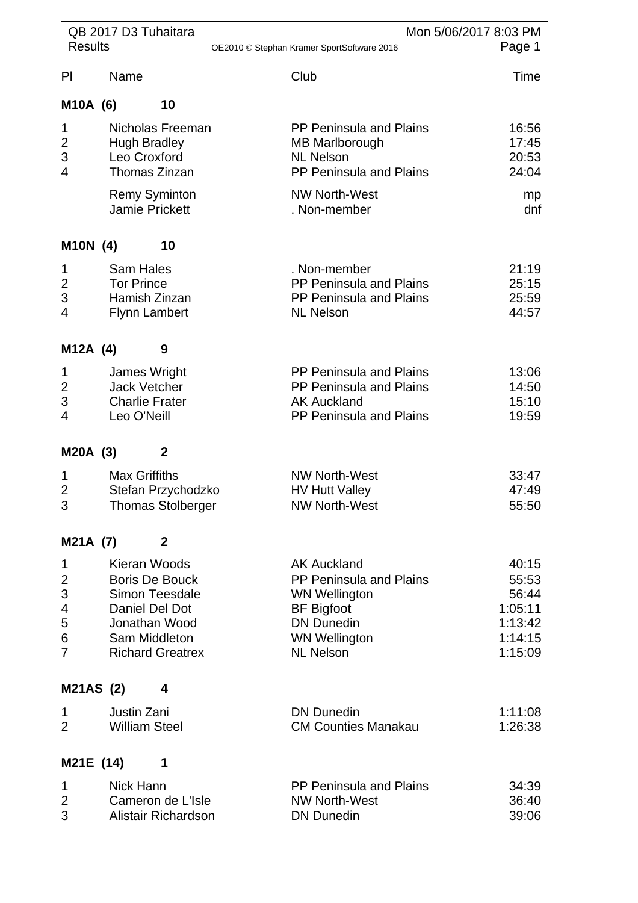QB 2017 D3 Tuhaitara
Results

OE2010 © Stephan Krämer SportSoftware 2016

Mon 5/06/2017 8:03 PM

| Pl | Name | Club | Time |
|---|---|---|---|
| **M10A (6)** | **10** | | |
| 1 | Nicholas Freeman | PP Peninsula and Plains | 16:56 |
| 2 | Hugh Bradley | MB Marlborough | 17:45 |
| 3 | Leo Croxford | NL Nelson | 20:53 |
| 4 | Thomas Zinzan | PP Peninsula and Plains | 24:04 |
| | Remy Syminton | NW North-West | mp |
| | Jamie Prickett | . Non-member | dnf |
| **M10N (4)** | **10** | | |
| 1 | Sam Hales | . Non-member | 21:19 |
| 2 | Tor Prince | PP Peninsula and Plains | 25:15 |
| 3 | Hamish Zinzan | PP Peninsula and Plains | 25:59 |
| 4 | Flynn Lambert | NL Nelson | 44:57 |
| **M12A (4)** | **9** | | |
| 1 | James Wright | PP Peninsula and Plains | 13:06 |
| 2 | Jack Vetcher | PP Peninsula and Plains | 14:50 |
| 3 | Charlie Frater | AK Auckland | 15:10 |
| 4 | Leo O'Neill | PP Peninsula and Plains | 19:59 |
| **M20A (3)** | **2** | | |
| 1 | Max Griffiths | NW North-West | 33:47 |
| 2 | Stefan Przychodzko | HV Hutt Valley | 47:49 |
| 3 | Thomas Stolberger | NW North-West | 55:50 |
| **M21A (7)** | **2** | | |
| 1 | Kieran Woods | AK Auckland | 40:15 |
| 2 | Boris De Bouck | PP Peninsula and Plains | 55:53 |
| 3 | Simon Teesdale | WN Wellington | 56:44 |
| 4 | Daniel Del Dot | BF Bigfoot | 1:05:11 |
| 5 | Jonathan Wood | DN Dunedin | 1:13:42 |
| 6 | Sam Middleton | WN Wellington | 1:14:15 |
| 7 | Richard Greatrex | NL Nelson | 1:15:09 |
| **M21AS (2)** | **4** | | |
| 1 | Justin Zani | DN Dunedin | 1:11:08 |
| 2 | William Steel | CM Counties Manakau | 1:26:38 |
| **M21E (14)** | **1** | | |
| 1 | Nick Hann | PP Peninsula and Plains | 34:39 |
| 2 | Cameron de L'Isle | NW North-West | 36:40 |
| 3 | Alistair Richardson | DN Dunedin | 39:06 |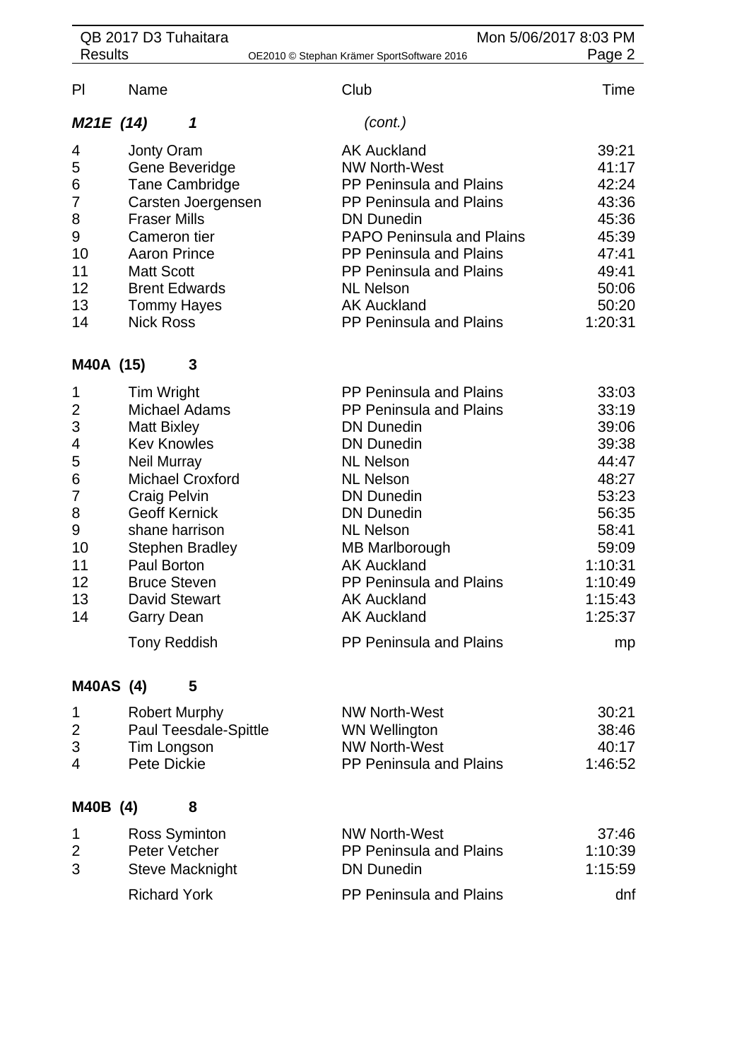| Pl | Name | Club | Time |
|---|---|---|---|
| ***M21E (14)*** | ***1*** | *(cont.)* | |
| 4 | Jonty Oram | AK Auckland | 39:21 |
| 5 | Gene Beveridge | NW North-West | 41:17 |
| 6 | Tane Cambridge | PP Peninsula and Plains | 42:24 |
| 7 | Carsten Joergensen | PP Peninsula and Plains | 43:36 |
| 8 | Fraser Mills | DN Dunedin | 45:36 |
| 9 | Cameron tier | PAPO Peninsula and Plains | 45:39 |
| 10 | Aaron Prince | PP Peninsula and Plains | 47:41 |
| 11 | Matt Scott | PP Peninsula and Plains | 49:41 |
| 12 | Brent Edwards | NL Nelson | 50:06 |
| 13 | Tommy Hayes | AK Auckland | 50:20 |
| 14 | Nick Ross | PP Peninsula and Plains | 1:20:31 |
| **M40A (15)** | **3** | | |
| 1 | Tim Wright | PP Peninsula and Plains | 33:03 |
| 2 | Michael Adams | PP Peninsula and Plains | 33:19 |
| 3 | Matt Bixley | DN Dunedin | 39:06 |
| 4 | Kev Knowles | DN Dunedin | 39:38 |
| 5 | Neil Murray | NL Nelson | 44:47 |
| 6 | Michael Croxford | NL Nelson | 48:27 |
| 7 | Craig Pelvin | DN Dunedin | 53:23 |
| 8 | Geoff Kernick | DN Dunedin | 56:35 |
| 9 | shane harrison | NL Nelson | 58:41 |
| 10 | Stephen Bradley | MB Marlborough | 59:09 |
| 11 | Paul Borton | AK Auckland | 1:10:31 |
| 12 | Bruce Steven | PP Peninsula and Plains | 1:10:49 |
| 13 | David Stewart | AK Auckland | 1:15:43 |
| 14 | Garry Dean | AK Auckland | 1:25:37 |
| | Tony Reddish | PP Peninsula and Plains | mp |
| **M40AS (4)** | **5** | | |
| 1 | Robert Murphy | NW North-West | 30:21 |
| 2 | Paul Teesdale-Spittle | WN Wellington | 38:46 |
| 3 | Tim Longson | NW North-West | 40:17 |
| 4 | Pete Dickie | PP Peninsula and Plains | 1:46:52 |
| **M40B (4)** | **8** | | |
| 1 | Ross Syminton | NW North-West | 37:46 |
| 2 | Peter Vetcher | PP Peninsula and Plains | 1:10:39 |
| 3 | Steve Macknight | DN Dunedin | 1:15:59 |
| | Richard York | PP Peninsula and Plains | dnf |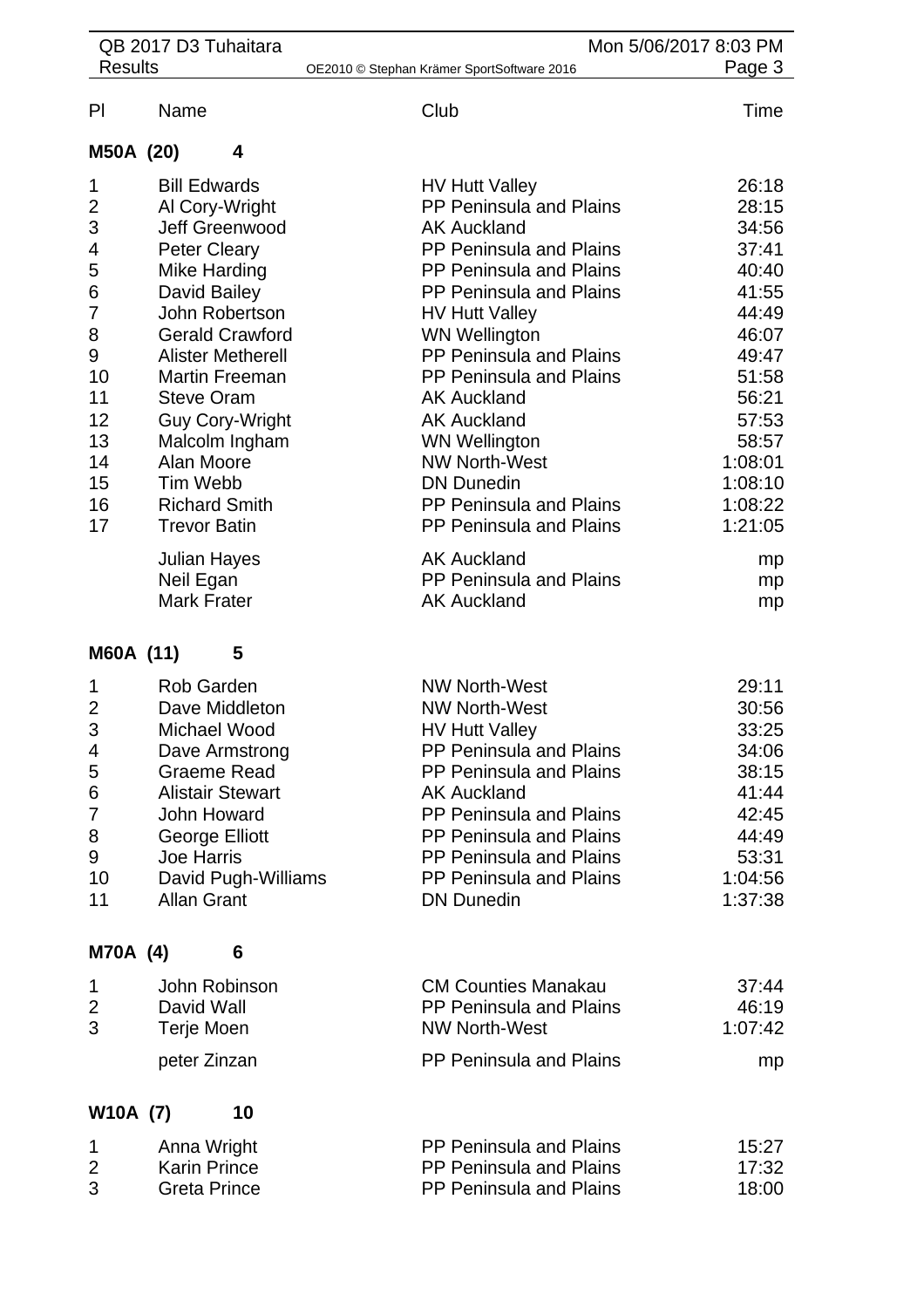| Pl | Name | Club | Time |
|---|---|---|---|
| **M50A (20)** | **4** | | |
| 1 | Bill Edwards | HV Hutt Valley | 26:18 |
| 2 | Al Cory-Wright | PP Peninsula and Plains | 28:15 |
| 3 | Jeff Greenwood | AK Auckland | 34:56 |
| 4 | Peter Cleary | PP Peninsula and Plains | 37:41 |
| 5 | Mike Harding | PP Peninsula and Plains | 40:40 |
| 6 | David Bailey | PP Peninsula and Plains | 41:55 |
| 7 | John Robertson | HV Hutt Valley | 44:49 |
| 8 | Gerald Crawford | WN Wellington | 46:07 |
| 9 | Alister Metherell | PP Peninsula and Plains | 49:47 |
| 10 | Martin Freeman | PP Peninsula and Plains | 51:58 |
| 11 | Steve Oram | AK Auckland | 56:21 |
| 12 | Guy Cory-Wright | AK Auckland | 57:53 |
| 13 | Malcolm Ingham | WN Wellington | 58:57 |
| 14 | Alan Moore | NW North-West | 1:08:01 |
| 15 | Tim Webb | DN Dunedin | 1:08:10 |
| 16 | Richard Smith | PP Peninsula and Plains | 1:08:22 |
| 17 | Trevor Batin | PP Peninsula and Plains | 1:21:05 |
| | Julian Hayes | AK Auckland | mp |
| | Neil Egan | PP Peninsula and Plains | mp |
| | Mark Frater | AK Auckland | mp |
| **M60A (11)** | **5** | | |
| 1 | Rob Garden | NW North-West | 29:11 |
| 2 | Dave Middleton | NW North-West | 30:56 |
| 3 | Michael Wood | HV Hutt Valley | 33:25 |
| 4 | Dave Armstrong | PP Peninsula and Plains | 34:06 |
| 5 | Graeme Read | PP Peninsula and Plains | 38:15 |
| 6 | Alistair Stewart | AK Auckland | 41:44 |
| 7 | John Howard | PP Peninsula and Plains | 42:45 |
| 8 | George Elliott | PP Peninsula and Plains | 44:49 |
| 9 | Joe Harris | PP Peninsula and Plains | 53:31 |
| 10 | David Pugh-Williams | PP Peninsula and Plains | 1:04:56 |
| 11 | Allan Grant | DN Dunedin | 1:37:38 |
| **M70A (4)** | **6** | | |
| 1 | John Robinson | CM Counties Manakau | 37:44 |
| 2 | David Wall | PP Peninsula and Plains | 46:19 |
| 3 | Terje Moen | NW North-West | 1:07:42 |
| | peter Zinzan | PP Peninsula and Plains | mp |
| **W10A (7)** | **10** | | |
| 1 | Anna Wright | PP Peninsula and Plains | 15:27 |
| 2 | Karin Prince | PP Peninsula and Plains | 17:32 |
| 3 | Greta Prince | PP Peninsula and Plains | 18:00 |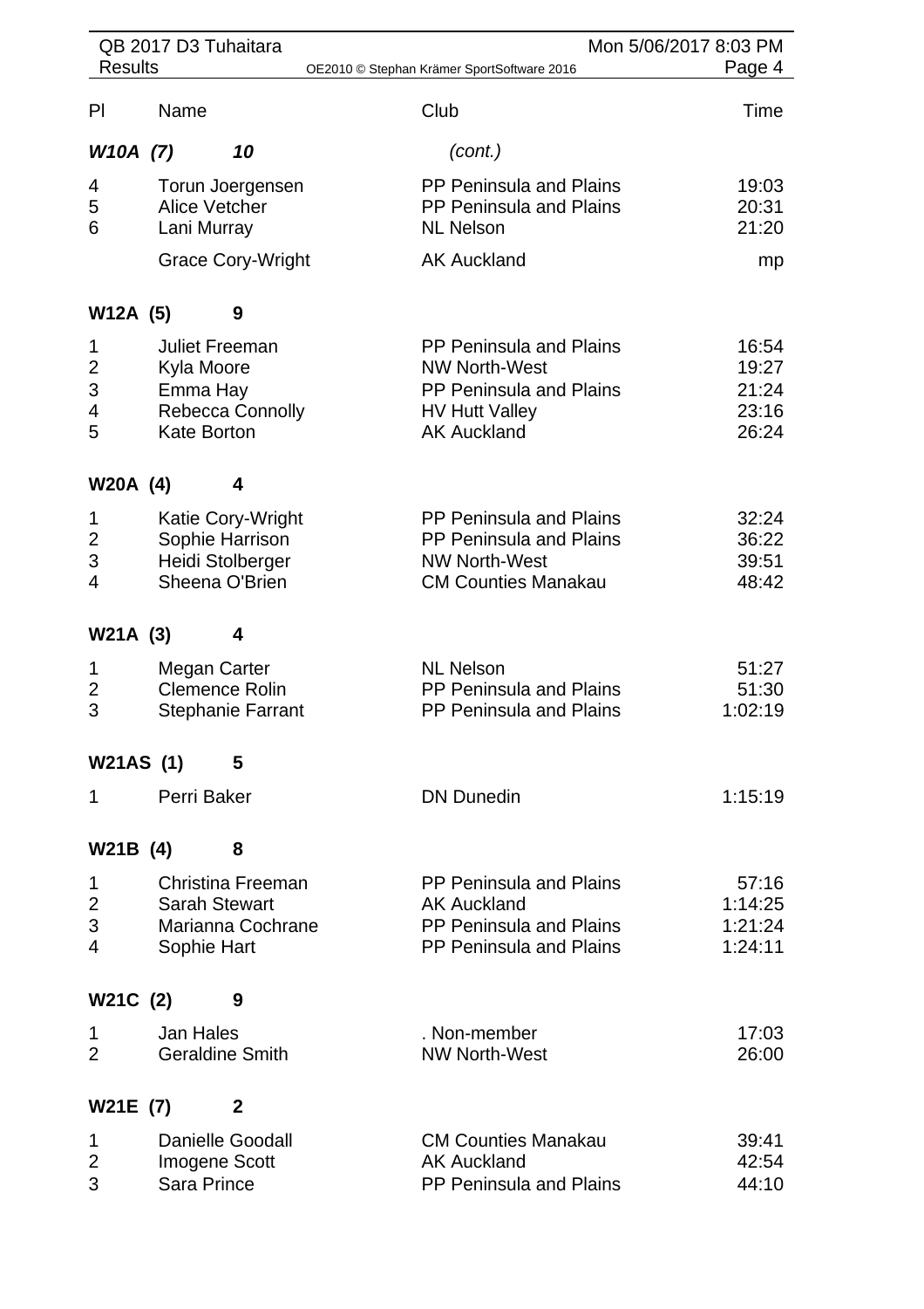| Pl | Name | Club | Time |
|---|---|---|---|
| ***W10A (7)*** | ***10*** | *(cont.)* | |
| 4 | Torun Joergensen | PP Peninsula and Plains | 19:03 |
| 5 | Alice Vetcher | PP Peninsula and Plains | 20:31 |
| 6 | Lani Murray | NL Nelson | 21:20 |
| | Grace Cory-Wright | AK Auckland | mp |
| **W12A (5)** | **9** | | |
| 1 | Juliet Freeman | PP Peninsula and Plains | 16:54 |
| 2 | Kyla Moore | NW North-West | 19:27 |
| 3 | Emma Hay | PP Peninsula and Plains | 21:24 |
| 4 | Rebecca Connolly | HV Hutt Valley | 23:16 |
| 5 | Kate Borton | AK Auckland | 26:24 |
| **W20A (4)** | **4** | | |
| 1 | Katie Cory-Wright | PP Peninsula and Plains | 32:24 |
| 2 | Sophie Harrison | PP Peninsula and Plains | 36:22 |
| 3 | Heidi Stolberger | NW North-West | 39:51 |
| 4 | Sheena O'Brien | CM Counties Manakau | 48:42 |
| **W21A (3)** | **4** | | |
| 1 | Megan Carter | NL Nelson | 51:27 |
| 2 | Clemence Rolin | PP Peninsula and Plains | 51:30 |
| 3 | Stephanie Farrant | PP Peninsula and Plains | 1:02:19 |
| **W21AS (1)** | **5** | | |
| 1 | Perri Baker | DN Dunedin | 1:15:19 |
| **W21B (4)** | **8** | | |
| 1 | Christina Freeman | PP Peninsula and Plains | 57:16 |
| 2 | Sarah Stewart | AK Auckland | 1:14:25 |
| 3 | Marianna Cochrane | PP Peninsula and Plains | 1:21:24 |
| 4 | Sophie Hart | PP Peninsula and Plains | 1:24:11 |
| **W21C (2)** | **9** | | |
| 1 | Jan Hales | . Non-member | 17:03 |
| 2 | Geraldine Smith | NW North-West | 26:00 |
| **W21E (7)** | **2** | | |
| 1 | Danielle Goodall | CM Counties Manakau | 39:41 |
| 2 | Imogene Scott | AK Auckland | 42:54 |
| 3 | Sara Prince | PP Peninsula and Plains | 44:10 |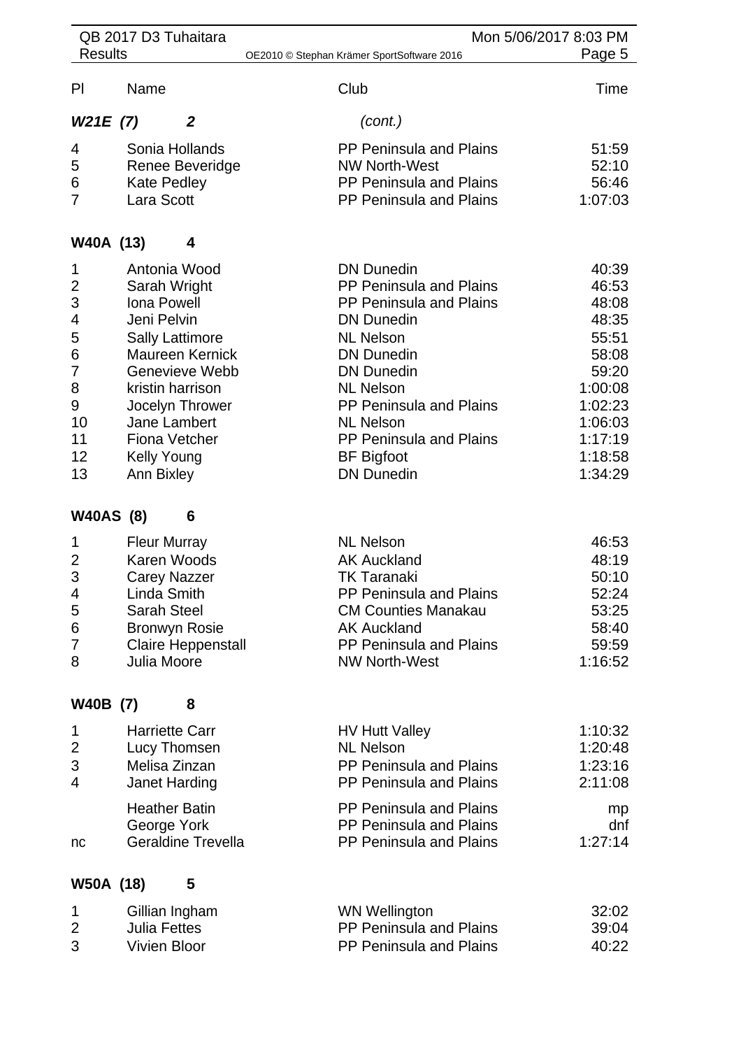| Pl | Name | Club | Time |
|---|---|---|---|
| ***W21E (7)*** | ***2*** | *(cont.)* | |
| 4 | Sonia Hollands | PP Peninsula and Plains | 51:59 |
| 5 | Renee Beveridge | NW North-West | 52:10 |
| 6 | Kate Pedley | PP Peninsula and Plains | 56:46 |
| 7 | Lara Scott | PP Peninsula and Plains | 1:07:03 |

**W40A (13) 4**

| Pl | Name | Club | Time |
|---|---|---|---|
| 1 | Antonia Wood | DN Dunedin | 40:39 |
| 2 | Sarah Wright | PP Peninsula and Plains | 46:53 |
| 3 | Iona Powell | PP Peninsula and Plains | 48:08 |
| 4 | Jeni Pelvin | DN Dunedin | 48:35 |
| 5 | Sally Lattimore | NL Nelson | 55:51 |
| 6 | Maureen Kernick | DN Dunedin | 58:08 |
| 7 | Genevieve Webb | DN Dunedin | 59:20 |
| 8 | kristin harrison | NL Nelson | 1:00:08 |
| 9 | Jocelyn Thrower | PP Peninsula and Plains | 1:02:23 |
| 10 | Jane Lambert | NL Nelson | 1:06:03 |
| 11 | Fiona Vetcher | PP Peninsula and Plains | 1:17:19 |
| 12 | Kelly Young | BF Bigfoot | 1:18:58 |
| 13 | Ann Bixley | DN Dunedin | 1:34:29 |

**W40AS (8) 6**

| Pl | Name | Club | Time |
|---|---|---|---|
| 1 | Fleur Murray | NL Nelson | 46:53 |
| 2 | Karen Woods | AK Auckland | 48:19 |
| 3 | Carey Nazzer | TK Taranaki | 50:10 |
| 4 | Linda Smith | PP Peninsula and Plains | 52:24 |
| 5 | Sarah Steel | CM Counties Manakau | 53:25 |
| 6 | Bronwyn Rosie | AK Auckland | 58:40 |
| 7 | Claire Heppenstall | PP Peninsula and Plains | 59:59 |
| 8 | Julia Moore | NW North-West | 1:16:52 |

**W40B (7) 8**

| Pl | Name | Club | Time |
|---|---|---|---|
| 1 | Harriette Carr | HV Hutt Valley | 1:10:32 |
| 2 | Lucy Thomsen | NL Nelson | 1:20:48 |
| 3 | Melisa Zinzan | PP Peninsula and Plains | 1:23:16 |
| 4 | Janet Harding | PP Peninsula and Plains | 2:11:08 |
| | Heather Batin | PP Peninsula and Plains | mp |
| | George York | PP Peninsula and Plains | dnf |
| nc | Geraldine Trevella | PP Peninsula and Plains | 1:27:14 |

**W50A (18) 5**

| Pl | Name | Club | Time |
|---|---|---|---|
| 1 | Gillian Ingham | WN Wellington | 32:02 |
| 2 | Julia Fettes | PP Peninsula and Plains | 39:04 |
| 3 | Vivien Bloor | PP Peninsula and Plains | 40:22 |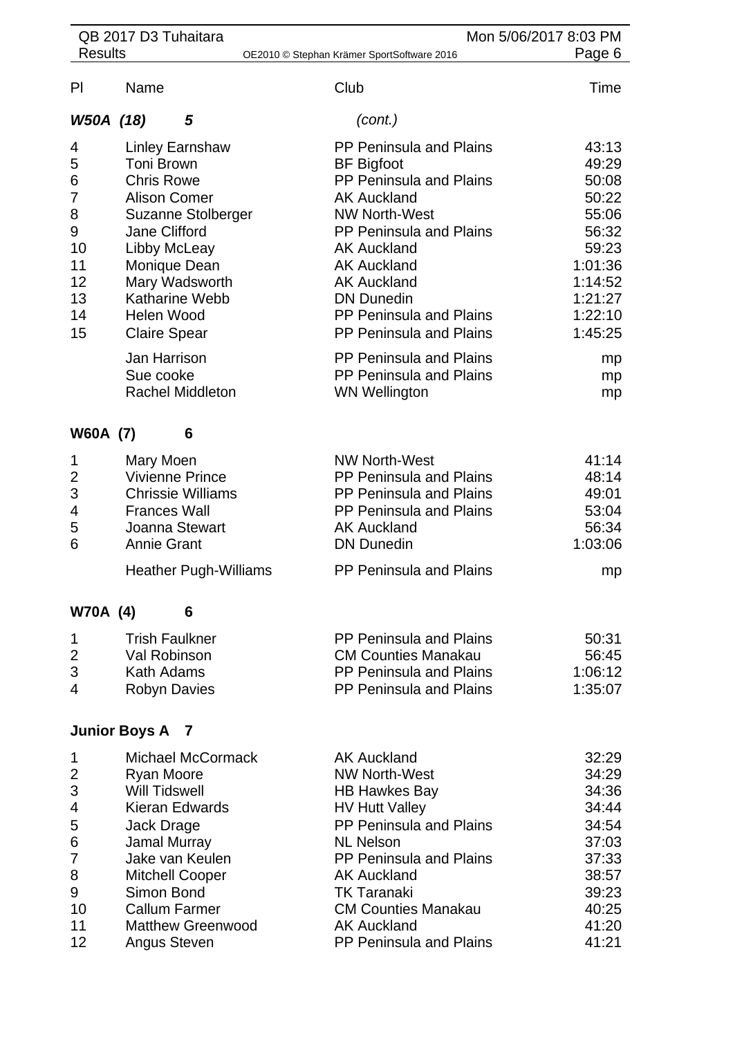| Pl | Name | Club | Time |
|---|---|---|---|
| ***W50A (18)*** | ***5*** | *(cont.)* | |
| 4 | Linley Earnshaw | PP Peninsula and Plains | 43:13 |
| 5 | Toni Brown | BF Bigfoot | 49:29 |
| 6 | Chris Rowe | PP Peninsula and Plains | 50:08 |
| 7 | Alison Comer | AK Auckland | 50:22 |
| 8 | Suzanne Stolberger | NW North-West | 55:06 |
| 9 | Jane Clifford | PP Peninsula and Plains | 56:32 |
| 10 | Libby McLeay | AK Auckland | 59:23 |
| 11 | Monique Dean | AK Auckland | 1:01:36 |
| 12 | Mary Wadsworth | AK Auckland | 1:14:52 |
| 13 | Katharine Webb | DN Dunedin | 1:21:27 |
| 14 | Helen Wood | PP Peninsula and Plains | 1:22:10 |
| 15 | Claire Spear | PP Peninsula and Plains | 1:45:25 |
| | Jan Harrison | PP Peninsula and Plains | mp |
| | Sue cooke | PP Peninsula and Plains | mp |
| | Rachel Middleton | WN Wellington | mp |
| **W60A (7)** | **6** | | |
| 1 | Mary Moen | NW North-West | 41:14 |
| 2 | Vivienne Prince | PP Peninsula and Plains | 48:14 |
| 3 | Chrissie Williams | PP Peninsula and Plains | 49:01 |
| 4 | Frances Wall | PP Peninsula and Plains | 53:04 |
| 5 | Joanna Stewart | AK Auckland | 56:34 |
| 6 | Annie Grant | DN Dunedin | 1:03:06 |
| | Heather Pugh-Williams | PP Peninsula and Plains | mp |
| **W70A (4)** | **6** | | |
| 1 | Trish Faulkner | PP Peninsula and Plains | 50:31 |
| 2 | Val Robinson | CM Counties Manakau | 56:45 |
| 3 | Kath Adams | PP Peninsula and Plains | 1:06:12 |
| 4 | Robyn Davies | PP Peninsula and Plains | 1:35:07 |
| **Junior Boys A** | **7** | | |
| 1 | Michael McCormack | AK Auckland | 32:29 |
| 2 | Ryan Moore | NW North-West | 34:29 |
| 3 | Will Tidswell | HB Hawkes Bay | 34:36 |
| 4 | Kieran Edwards | HV Hutt Valley | 34:44 |
| 5 | Jack Drage | PP Peninsula and Plains | 34:54 |
| 6 | Jamal Murray | NL Nelson | 37:03 |
| 7 | Jake van Keulen | PP Peninsula and Plains | 37:33 |
| 8 | Mitchell Cooper | AK Auckland | 38:57 |
| 9 | Simon Bond | TK Taranaki | 39:23 |
| 10 | Callum Farmer | CM Counties Manakau | 40:25 |
| 11 | Matthew Greenwood | AK Auckland | 41:20 |
| 12 | Angus Steven | PP Peninsula and Plains | 41:21 |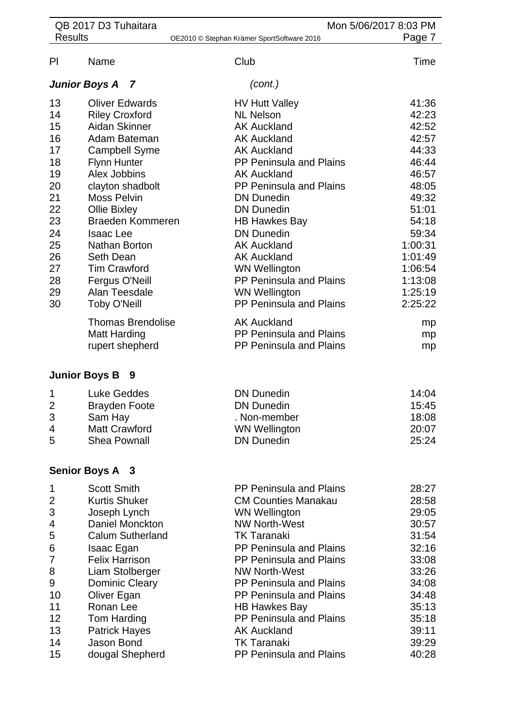| Pl | Name | Club | Time |
|---|---|---|---|

### *Junior Boys A 7* *(cont.)*

| Pl | Name | Club | Time |
|---|---|---|---|
| 13 | Oliver Edwards | HV Hutt Valley | 41:36 |
| 14 | Riley Croxford | NL Nelson | 42:23 |
| 15 | Aidan Skinner | AK Auckland | 42:52 |
| 16 | Adam Bateman | AK Auckland | 42:57 |
| 17 | Campbell Syme | AK Auckland | 44:33 |
| 18 | Flynn Hunter | PP Peninsula and Plains | 46:44 |
| 19 | Alex Jobbins | AK Auckland | 46:57 |
| 20 | clayton shadbolt | PP Peninsula and Plains | 48:05 |
| 21 | Moss Pelvin | DN Dunedin | 49:32 |
| 22 | Ollie Bixley | DN Dunedin | 51:01 |
| 23 | Braeden Kommeren | HB Hawkes Bay | 54:18 |
| 24 | Isaac Lee | DN Dunedin | 59:34 |
| 25 | Nathan Borton | AK Auckland | 1:00:31 |
| 26 | Seth Dean | AK Auckland | 1:01:49 |
| 27 | Tim Crawford | WN Wellington | 1:06:54 |
| 28 | Fergus O'Neill | PP Peninsula and Plains | 1:13:08 |
| 29 | Alan Teesdale | WN Wellington | 1:25:19 |
| 30 | Toby O'Neill | PP Peninsula and Plains | 2:25:22 |
| | Thomas Brendolise | AK Auckland | mp |
| | Matt Harding | PP Peninsula and Plains | mp |
| | rupert shepherd | PP Peninsula and Plains | mp |

### Junior Boys B 9

| Pl | Name | Club | Time |
|---|---|---|---|
| 1 | Luke Geddes | DN Dunedin | 14:04 |
| 2 | Brayden Foote | DN Dunedin | 15:45 |
| 3 | Sam Hay | . Non-member | 18:08 |
| 4 | Matt Crawford | WN Wellington | 20:07 |
| 5 | Shea Pownall | DN Dunedin | 25:24 |

### Senior Boys A 3

| Pl | Name | Club | Time |
|---|---|---|---|
| 1 | Scott Smith | PP Peninsula and Plains | 28:27 |
| 2 | Kurtis Shuker | CM Counties Manakau | 28:58 |
| 3 | Joseph Lynch | WN Wellington | 29:05 |
| 4 | Daniel Monckton | NW North-West | 30:57 |
| 5 | Calum Sutherland | TK Taranaki | 31:54 |
| 6 | Isaac Egan | PP Peninsula and Plains | 32:16 |
| 7 | Felix Harrison | PP Peninsula and Plains | 33:08 |
| 8 | Liam Stolberger | NW North-West | 33:26 |
| 9 | Dominic Cleary | PP Peninsula and Plains | 34:08 |
| 10 | Oliver Egan | PP Peninsula and Plains | 34:48 |
| 11 | Ronan Lee | HB Hawkes Bay | 35:13 |
| 12 | Tom Harding | PP Peninsula and Plains | 35:18 |
| 13 | Patrick Hayes | AK Auckland | 39:11 |
| 14 | Jason Bond | TK Taranaki | 39:29 |
| 15 | dougal Shepherd | PP Peninsula and Plains | 40:28 |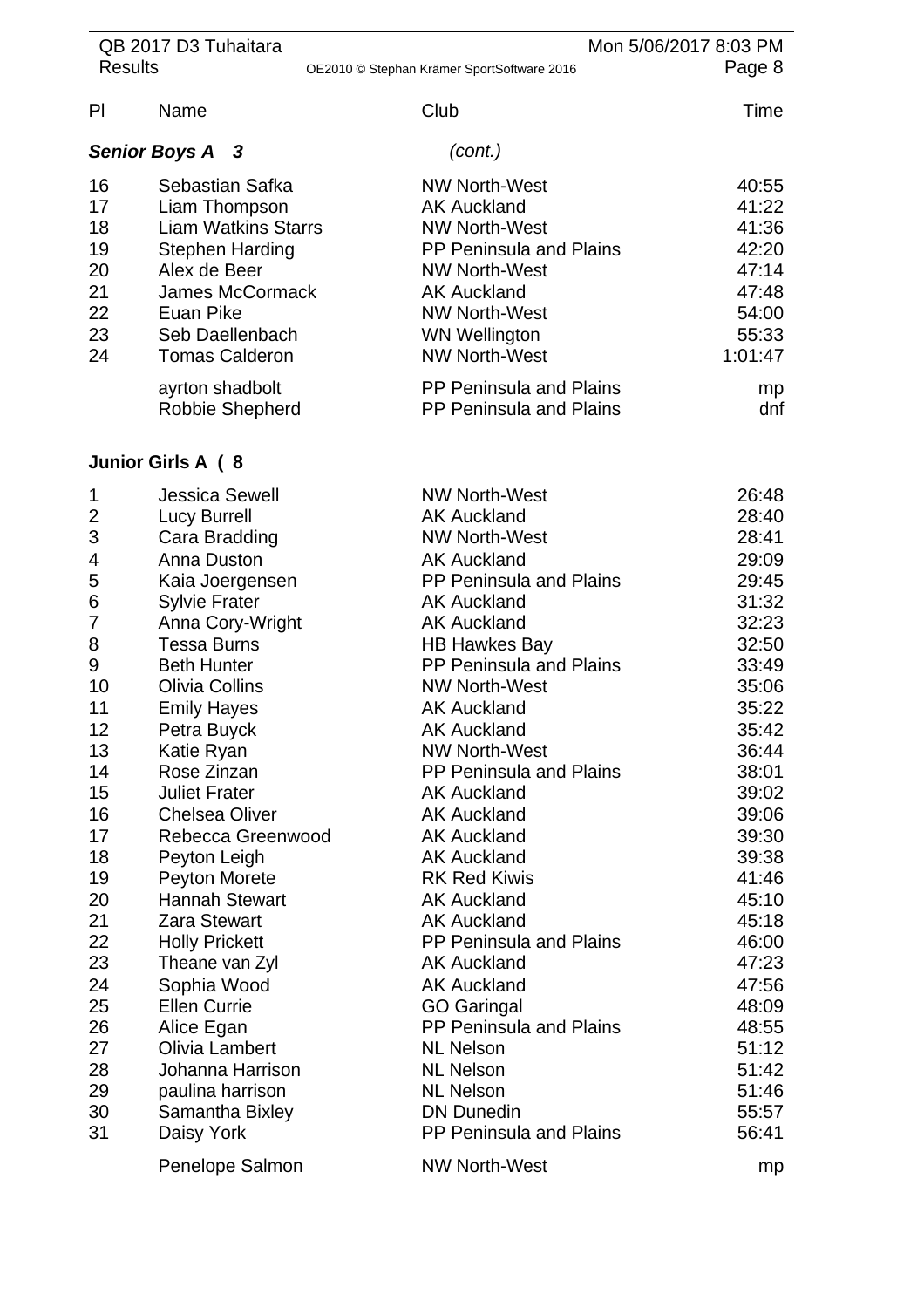| Pl | Name | Club | Time |
|---|---|---|---|
| ***Senior Boys A 3*** | | *(cont.)* | |
| 16 | Sebastian Safka | NW North-West | 40:55 |
| 17 | Liam Thompson | AK Auckland | 41:22 |
| 18 | Liam Watkins Starrs | NW North-West | 41:36 |
| 19 | Stephen Harding | PP Peninsula and Plains | 42:20 |
| 20 | Alex de Beer | NW North-West | 47:14 |
| 21 | James McCormack | AK Auckland | 47:48 |
| 22 | Euan Pike | NW North-West | 54:00 |
| 23 | Seb Daellenbach | WN Wellington | 55:33 |
| 24 | Tomas Calderon | NW North-West | 1:01:47 |
| | ayrton shadbolt | PP Peninsula and Plains | mp |
| | Robbie Shepherd | PP Peninsula and Plains | dnf |

**Junior Girls A ( 8**

| Pl | Name | Club | Time |
|---|---|---|---|
| 1 | Jessica Sewell | NW North-West | 26:48 |
| 2 | Lucy Burrell | AK Auckland | 28:40 |
| 3 | Cara Bradding | NW North-West | 28:41 |
| 4 | Anna Duston | AK Auckland | 29:09 |
| 5 | Kaia Joergensen | PP Peninsula and Plains | 29:45 |
| 6 | Sylvie Frater | AK Auckland | 31:32 |
| 7 | Anna Cory-Wright | AK Auckland | 32:23 |
| 8 | Tessa Burns | HB Hawkes Bay | 32:50 |
| 9 | Beth Hunter | PP Peninsula and Plains | 33:49 |
| 10 | Olivia Collins | NW North-West | 35:06 |
| 11 | Emily Hayes | AK Auckland | 35:22 |
| 12 | Petra Buyck | AK Auckland | 35:42 |
| 13 | Katie Ryan | NW North-West | 36:44 |
| 14 | Rose Zinzan | PP Peninsula and Plains | 38:01 |
| 15 | Juliet Frater | AK Auckland | 39:02 |
| 16 | Chelsea Oliver | AK Auckland | 39:06 |
| 17 | Rebecca Greenwood | AK Auckland | 39:30 |
| 18 | Peyton Leigh | AK Auckland | 39:38 |
| 19 | Peyton Morete | RK Red Kiwis | 41:46 |
| 20 | Hannah Stewart | AK Auckland | 45:10 |
| 21 | Zara Stewart | AK Auckland | 45:18 |
| 22 | Holly Prickett | PP Peninsula and Plains | 46:00 |
| 23 | Theane van Zyl | AK Auckland | 47:23 |
| 24 | Sophia Wood | AK Auckland | 47:56 |
| 25 | Ellen Currie | GO Garingal | 48:09 |
| 26 | Alice Egan | PP Peninsula and Plains | 48:55 |
| 27 | Olivia Lambert | NL Nelson | 51:12 |
| 28 | Johanna Harrison | NL Nelson | 51:42 |
| 29 | paulina harrison | NL Nelson | 51:46 |
| 30 | Samantha Bixley | DN Dunedin | 55:57 |
| 31 | Daisy York | PP Peninsula and Plains | 56:41 |
| | Penelope Salmon | NW North-West | mp |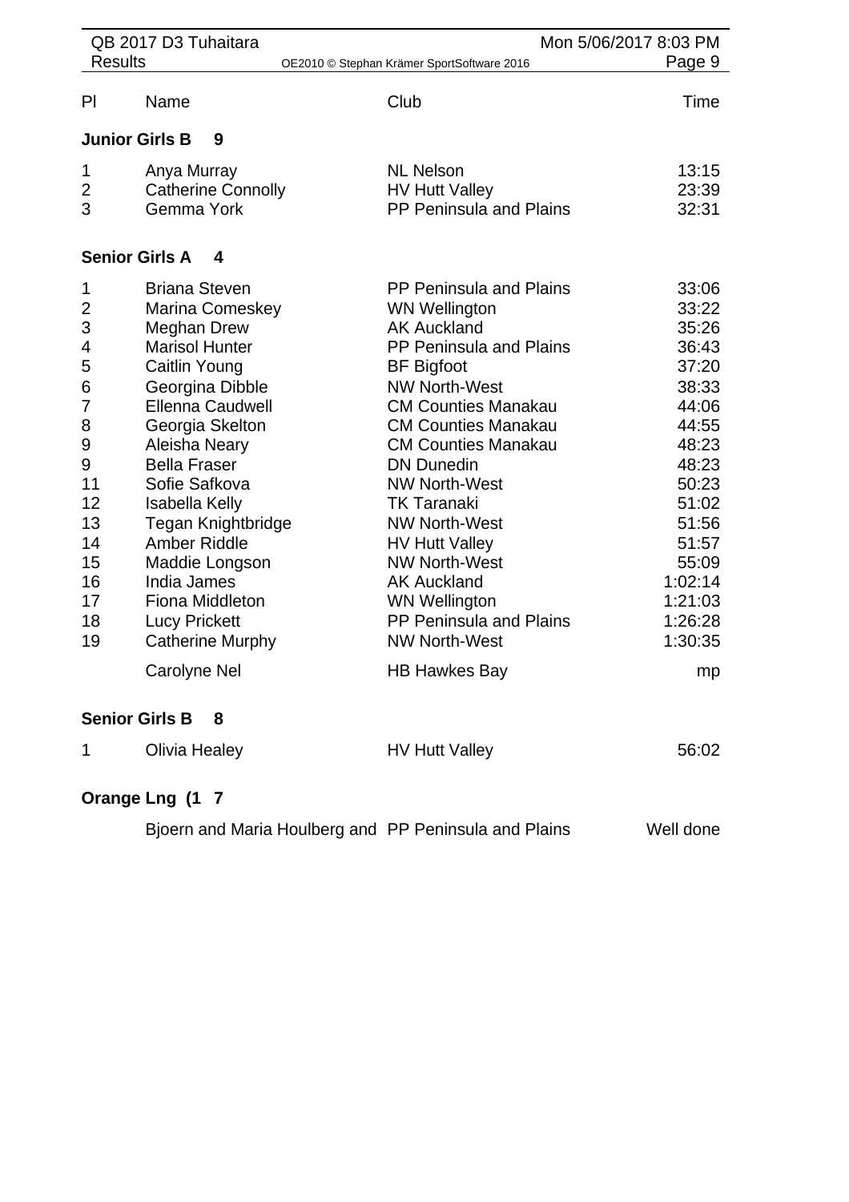| Pl | Name | Club | Time |
|---|---|---|---|

**Junior Girls B 9**

| Pl | Name | Club | Time |
|---|---|---|---|
| 1 | Anya Murray | NL Nelson | 13:15 |
| 2 | Catherine Connolly | HV Hutt Valley | 23:39 |
| 3 | Gemma York | PP Peninsula and Plains | 32:31 |

**Senior Girls A 4**

| Pl | Name | Club | Time |
|---|---|---|---|
| 1 | Briana Steven | PP Peninsula and Plains | 33:06 |
| 2 | Marina Comeskey | WN Wellington | 33:22 |
| 3 | Meghan Drew | AK Auckland | 35:26 |
| 4 | Marisol Hunter | PP Peninsula and Plains | 36:43 |
| 5 | Caitlin Young | BF Bigfoot | 37:20 |
| 6 | Georgina Dibble | NW North-West | 38:33 |
| 7 | Ellenna Caudwell | CM Counties Manakau | 44:06 |
| 8 | Georgia Skelton | CM Counties Manakau | 44:55 |
| 9 | Aleisha Neary | CM Counties Manakau | 48:23 |
| 9 | Bella Fraser | DN Dunedin | 48:23 |
| 11 | Sofie Safkova | NW North-West | 50:23 |
| 12 | Isabella Kelly | TK Taranaki | 51:02 |
| 13 | Tegan Knightbridge | NW North-West | 51:56 |
| 14 | Amber Riddle | HV Hutt Valley | 51:57 |
| 15 | Maddie Longson | NW North-West | 55:09 |
| 16 | India James | AK Auckland | 1:02:14 |
| 17 | Fiona Middleton | WN Wellington | 1:21:03 |
| 18 | Lucy Prickett | PP Peninsula and Plains | 1:26:28 |
| 19 | Catherine Murphy | NW North-West | 1:30:35 |
| | Carolyne Nel | HB Hawkes Bay | mp |

**Senior Girls B 8**

| Pl | Name | Club | Time |
|---|---|---|---|
| 1 | Olivia Healey | HV Hutt Valley | 56:02 |

**Orange Lng (1 7**

| Pl | Name | Club | Time |
|---|---|---|---|
| | Bjoern and Maria Houlberg and | PP Peninsula and Plains | Well done |